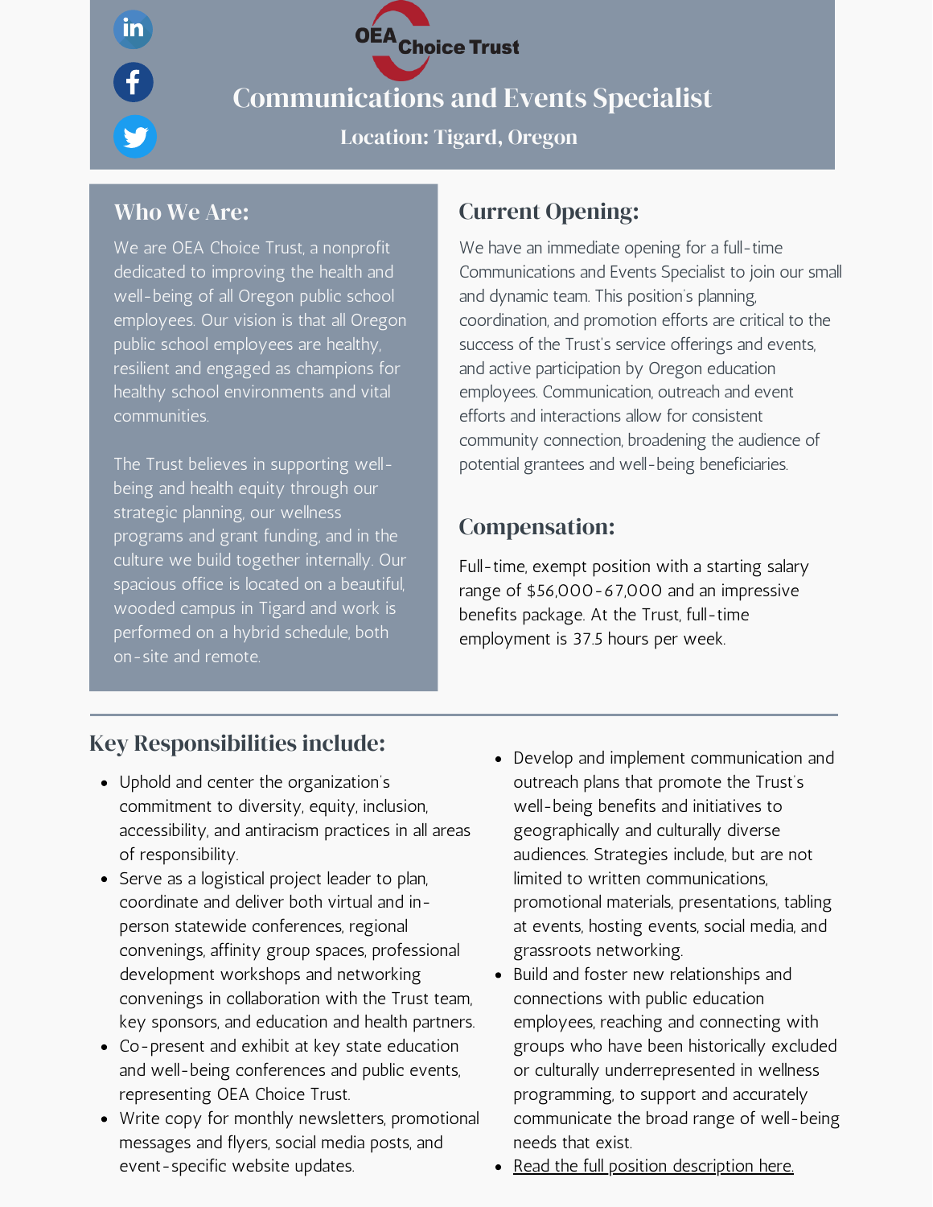OEA Choice Trust

# Communications and Events Specialist

### Location: Tigard, Oregon

## Who We Are:

We are OEA Choice Trust, a nonprofit dedicated to improving the health and well-being of all Oregon public school employees. Our vision is that all Oregon public school employees are healthy, resilient and engaged as champions for healthy school environments and vital communities.

The Trust believes in supporting well-being and health equity through our strategic planning, our wellness programs and grant funding, and in the culture we build together internally. Our spacious office is located on a beautiful, wooded campus in Tigard and work is performed on a hybrid schedule, both on-site and remote.

## Current Opening:

We have an immediate opening for a full-time Communications and Events Specialist to join our small and dynamic team. This position's planning, coordination, and promotion efforts are critical to the success of the Trust's service offerings and events, and active participation by Oregon education employees. Communication, outreach and event efforts and interactions allow for consistent community connection, broadening the audience of potential grantees and well-being beneficiaries.

## Compensation:

Full-time, exempt position with a starting salary range of $56,000-67,000 and an impressive benefits package. At the Trust, full-time employment is 37.5 hours per week.

## Key Responsibilities include:

- Uphold and center the organization's commitment to diversity, equity, inclusion, accessibility, and antiracism practices in all areas of responsibility.
- Serve as a logistical project leader to plan, coordinate and deliver both virtual and in-person statewide conferences, regional convenings, affinity group spaces, professional development workshops and networking convenings in collaboration with the Trust team, key sponsors, and education and health partners.
- Co-present and exhibit at key state education and well-being conferences and public events, representing OEA Choice Trust.
- Write copy for monthly newsletters, promotional messages and flyers, social media posts, and event-specific website updates.
- Develop and implement communication and outreach plans that promote the Trust's well-being benefits and initiatives to geographically and culturally diverse audiences. Strategies include, but are not limited to written communications, promotional materials, presentations, tabling at events, hosting events, social media, and grassroots networking.
- Build and foster new relationships and connections with public education employees, reaching and connecting with groups who have been historically excluded or culturally underrepresented in wellness programming, to support and accurately communicate the broad range of well-being needs that exist.
- Read the full position description here.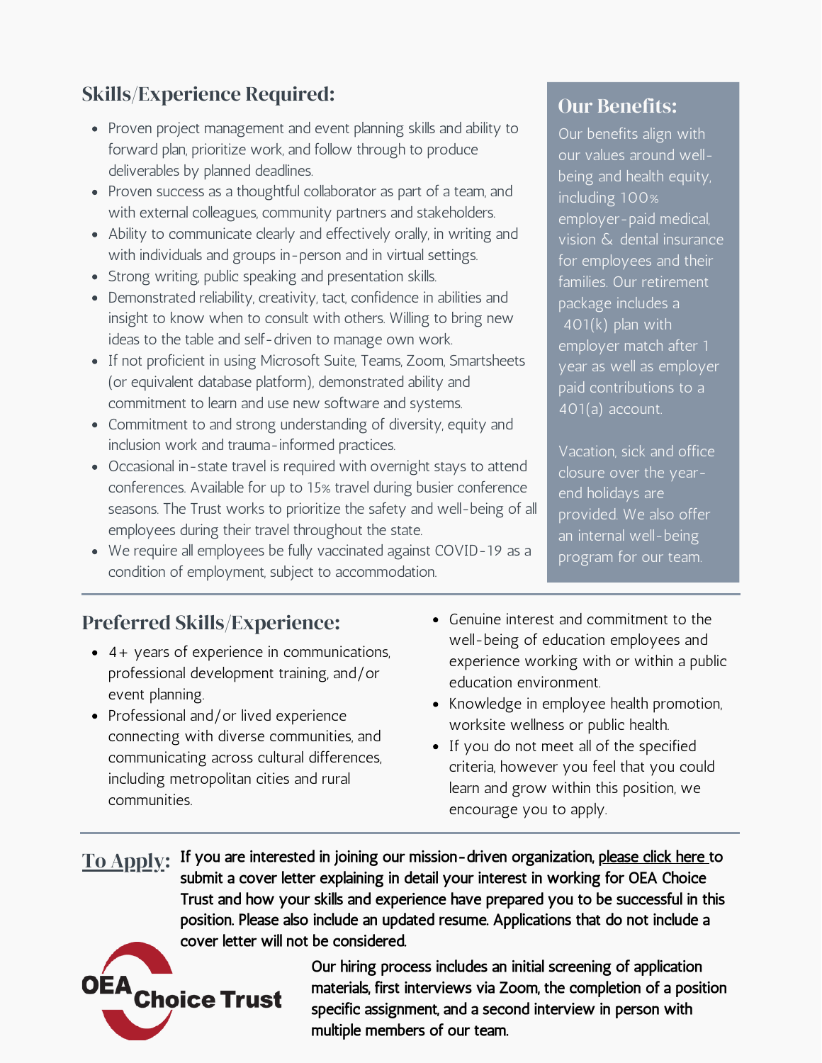## Skills/Experience Required:

- Proven project management and event planning skills and ability to forward plan, prioritize work, and follow through to produce deliverables by planned deadlines.
- Proven success as a thoughtful collaborator as part of a team, and with external colleagues, community partners and stakeholders.
- Ability to communicate clearly and effectively orally, in writing and with individuals and groups in-person and in virtual settings.
- Strong writing, public speaking and presentation skills.
- Demonstrated reliability, creativity, tact, confidence in abilities and insight to know when to consult with others. Willing to bring new ideas to the table and self-driven to manage own work.
- If not proficient in using Microsoft Suite, Teams, Zoom, Smartsheets (or equivalent database platform), demonstrated ability and commitment to learn and use new software and systems.
- Commitment to and strong understanding of diversity, equity and inclusion work and trauma-informed practices.
- Occasional in-state travel is required with overnight stays to attend conferences. Available for up to 15% travel during busier conference seasons. The Trust works to prioritize the safety and well-being of all employees during their travel throughout the state.
- We require all employees be fully vaccinated against COVID-19 as a condition of employment, subject to accommodation.

## Our Benefits:

Our benefits align with our values around well-being and health equity, including 100% employer-paid medical, vision & dental insurance for employees and their families. Our retirement package includes a 401(k) plan with employer match after 1 year as well as employer paid contributions to a 401(a) account.

Vacation, sick and office closure over the year-end holidays are provided. We also offer an internal well-being program for our team.

## Preferred Skills/Experience:

- 4+ years of experience in communications, professional development training, and/or event planning.
- Professional and/or lived experience connecting with diverse communities, and communicating across cultural differences, including metropolitan cities and rural communities.
- Genuine interest and commitment to the well-being of education employees and experience working with or within a public education environment.
- Knowledge in employee health promotion, worksite wellness or public health.
- If you do not meet all of the specified criteria, however you feel that you could learn and grow within this position, we encourage you to apply.

## To Apply:

If you are interested in joining our mission-driven organization, please click here to submit a cover letter explaining in detail your interest in working for OEA Choice Trust and how your skills and experience have prepared you to be successful in this position. Please also include an updated resume. Applications that do not include a cover letter will not be considered.

OEA Choice Trust

Our hiring process includes an initial screening of application materials, first interviews via Zoom, the completion of a position specific assignment, and a second interview in person with multiple members of our team.